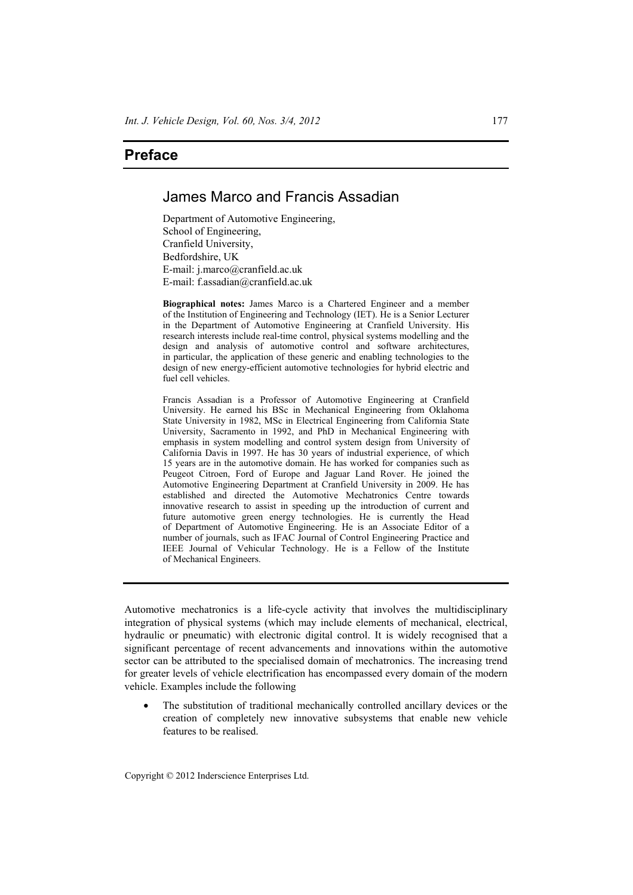# Preface

## James Marco and Francis Assadian

Department of Automotive Engineering,
School of Engineering,
Cranfield University,
Bedfordshire, UK
E-mail: j.marco@cranfield.ac.uk
E-mail: f.assadian@cranfield.ac.uk

**Biographical notes:** James Marco is a Chartered Engineer and a member of the Institution of Engineering and Technology (IET). He is a Senior Lecturer in the Department of Automotive Engineering at Cranfield University. His research interests include real-time control, physical systems modelling and the design and analysis of automotive control and software architectures, in particular, the application of these generic and enabling technologies to the design of new energy-efficient automotive technologies for hybrid electric and fuel cell vehicles.

Francis Assadian is a Professor of Automotive Engineering at Cranfield University. He earned his BSc in Mechanical Engineering from Oklahoma State University in 1982, MSc in Electrical Engineering from California State University, Sacramento in 1992, and PhD in Mechanical Engineering with emphasis in system modelling and control system design from University of California Davis in 1997. He has 30 years of industrial experience, of which 15 years are in the automotive domain. He has worked for companies such as Peugeot Citroen, Ford of Europe and Jaguar Land Rover. He joined the Automotive Engineering Department at Cranfield University in 2009. He has established and directed the Automotive Mechatronics Centre towards innovative research to assist in speeding up the introduction of current and future automotive green energy technologies. He is currently the Head of Department of Automotive Engineering. He is an Associate Editor of a number of journals, such as IFAC Journal of Control Engineering Practice and IEEE Journal of Vehicular Technology. He is a Fellow of the Institute of Mechanical Engineers.

---

Automotive mechatronics is a life-cycle activity that involves the multidisciplinary integration of physical systems (which may include elements of mechanical, electrical, hydraulic or pneumatic) with electronic digital control. It is widely recognised that a significant percentage of recent advancements and innovations within the automotive sector can be attributed to the specialised domain of mechatronics. The increasing trend for greater levels of vehicle electrification has encompassed every domain of the modern vehicle. Examples include the following

- The substitution of traditional mechanically controlled ancillary devices or the creation of completely new innovative subsystems that enable new vehicle features to be realised.

Copyright © 2012 Inderscience Enterprises Ltd.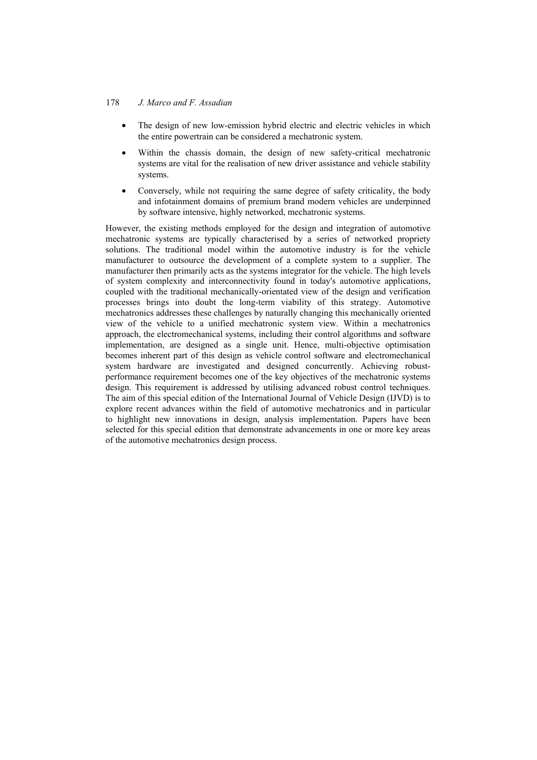- The design of new low-emission hybrid electric and electric vehicles in which the entire powertrain can be considered a mechatronic system.
- Within the chassis domain, the design of new safety-critical mechatronic systems are vital for the realisation of new driver assistance and vehicle stability systems.
- Conversely, while not requiring the same degree of safety criticality, the body and infotainment domains of premium brand modern vehicles are underpinned by software intensive, highly networked, mechatronic systems.

However, the existing methods employed for the design and integration of automotive mechatronic systems are typically characterised by a series of networked propriety solutions. The traditional model within the automotive industry is for the vehicle manufacturer to outsource the development of a complete system to a supplier. The manufacturer then primarily acts as the systems integrator for the vehicle. The high levels of system complexity and interconnectivity found in today's automotive applications, coupled with the traditional mechanically-orientated view of the design and verification processes brings into doubt the long-term viability of this strategy. Automotive mechatronics addresses these challenges by naturally changing this mechanically oriented view of the vehicle to a unified mechatronic system view. Within a mechatronics approach, the electromechanical systems, including their control algorithms and software implementation, are designed as a single unit. Hence, multi-objective optimisation becomes inherent part of this design as vehicle control software and electromechanical system hardware are investigated and designed concurrently. Achieving robust-performance requirement becomes one of the key objectives of the mechatronic systems design. This requirement is addressed by utilising advanced robust control techniques. The aim of this special edition of the International Journal of Vehicle Design (IJVD) is to explore recent advances within the field of automotive mechatronics and in particular to highlight new innovations in design, analysis implementation. Papers have been selected for this special edition that demonstrate advancements in one or more key areas of the automotive mechatronics design process.